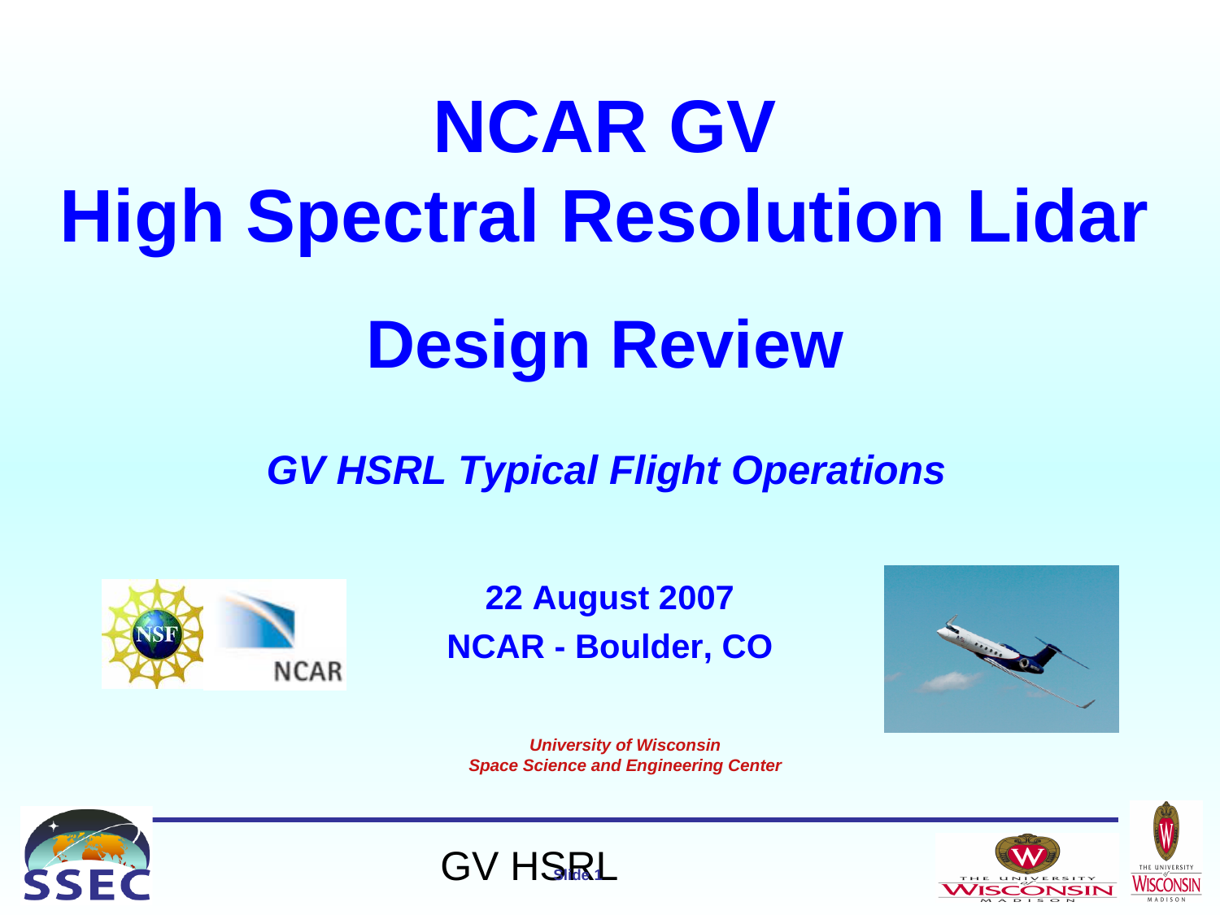# NCAR GV High Spectral Resolution Lidar

# Design Review

## *GV HSRL Typical Flight Operations*

**22 August 2007**

**NCAR - Boulder, CO**

*University of Wisconsin*
*Space Science and Engineering Center*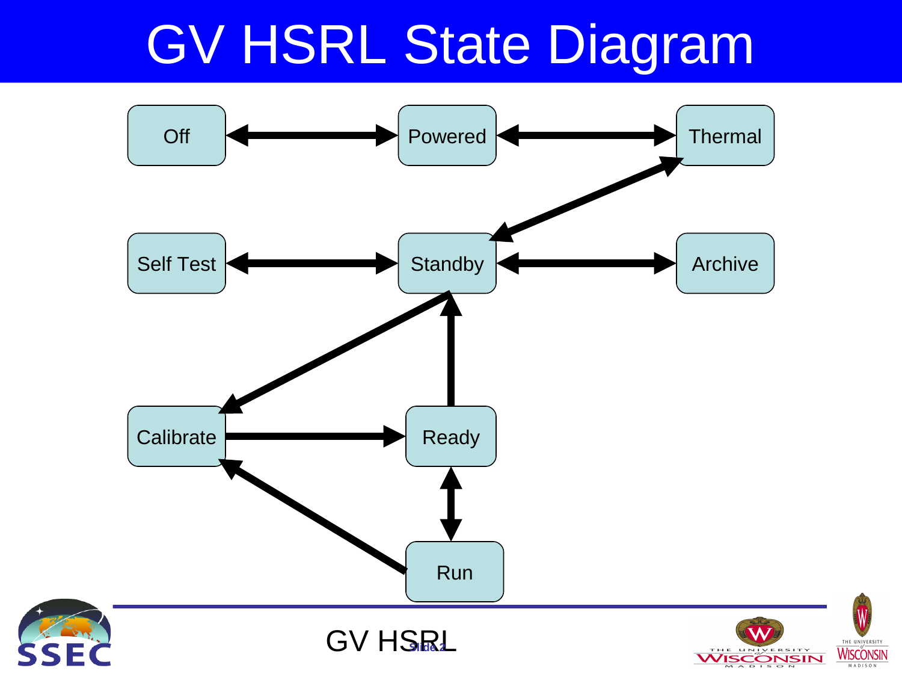# GV HSRL State Diagram

Off

Powered

Thermal

Self Test

Standby

Archive

Calibrate

Ready

Run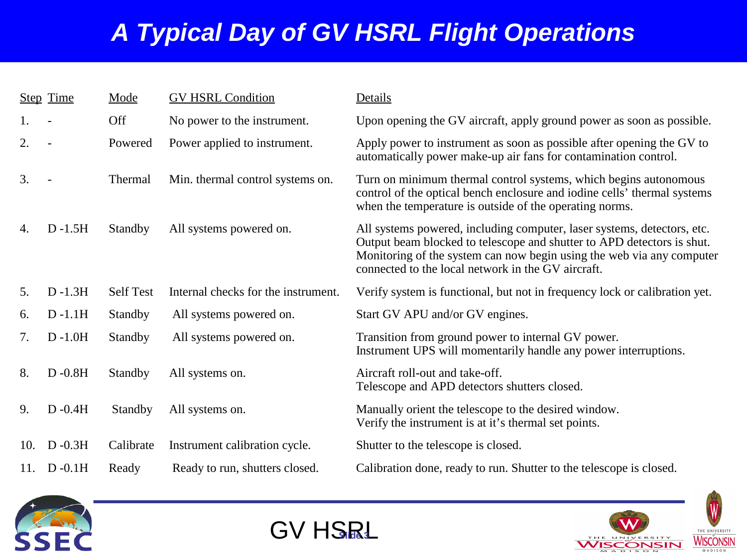# A Typical Day of GV HSRL Flight Operations

| Step | Time | Mode | GV HSRL Condition | Details |
|---|---|---|---|---|
| 1. | - | Off | No power to the instrument. | Upon opening the GV aircraft, apply ground power as soon as possible. |
| 2. | - | Powered | Power applied to instrument. | Apply power to instrument as soon as possible after opening the GV to automatically power make-up air fans for contamination control. |
| 3. | - | Thermal | Min. thermal control systems on. | Turn on minimum thermal control systems, which begins autonomous control of the optical bench enclosure and iodine cells' thermal systems when the temperature is outside of the operating norms. |
| 4. | D -1.5H | Standby | All systems powered on. | All systems powered, including computer, laser systems, detectors, etc. Output beam blocked to telescope and shutter to APD detectors is shut. Monitoring of the system can now begin using the web via any computer connected to the local network in the GV aircraft. |
| 5. | D -1.3H | Self Test | Internal checks for the instrument. | Verify system is functional, but not in frequency lock or calibration yet. |
| 6. | D -1.1H | Standby | All systems powered on. | Start GV APU and/or GV engines. |
| 7. | D -1.0H | Standby | All systems powered on. | Transition from ground power to internal GV power. Instrument UPS will momentarily handle any power interruptions. |
| 8. | D -0.8H | Standby | All systems on. | Aircraft roll-out and take-off. Telescope and APD detectors shutters closed. |
| 9. | D -0.4H | Standby | All systems on. | Manually orient the telescope to the desired window. Verify the instrument is at it's thermal set points. |
| 10. | D -0.3H | Calibrate | Instrument calibration cycle. | Shutter to the telescope is closed. |
| 11. | D -0.1H | Ready | Ready to run, shutters closed. | Calibration done, ready to run. Shutter to the telescope is closed. |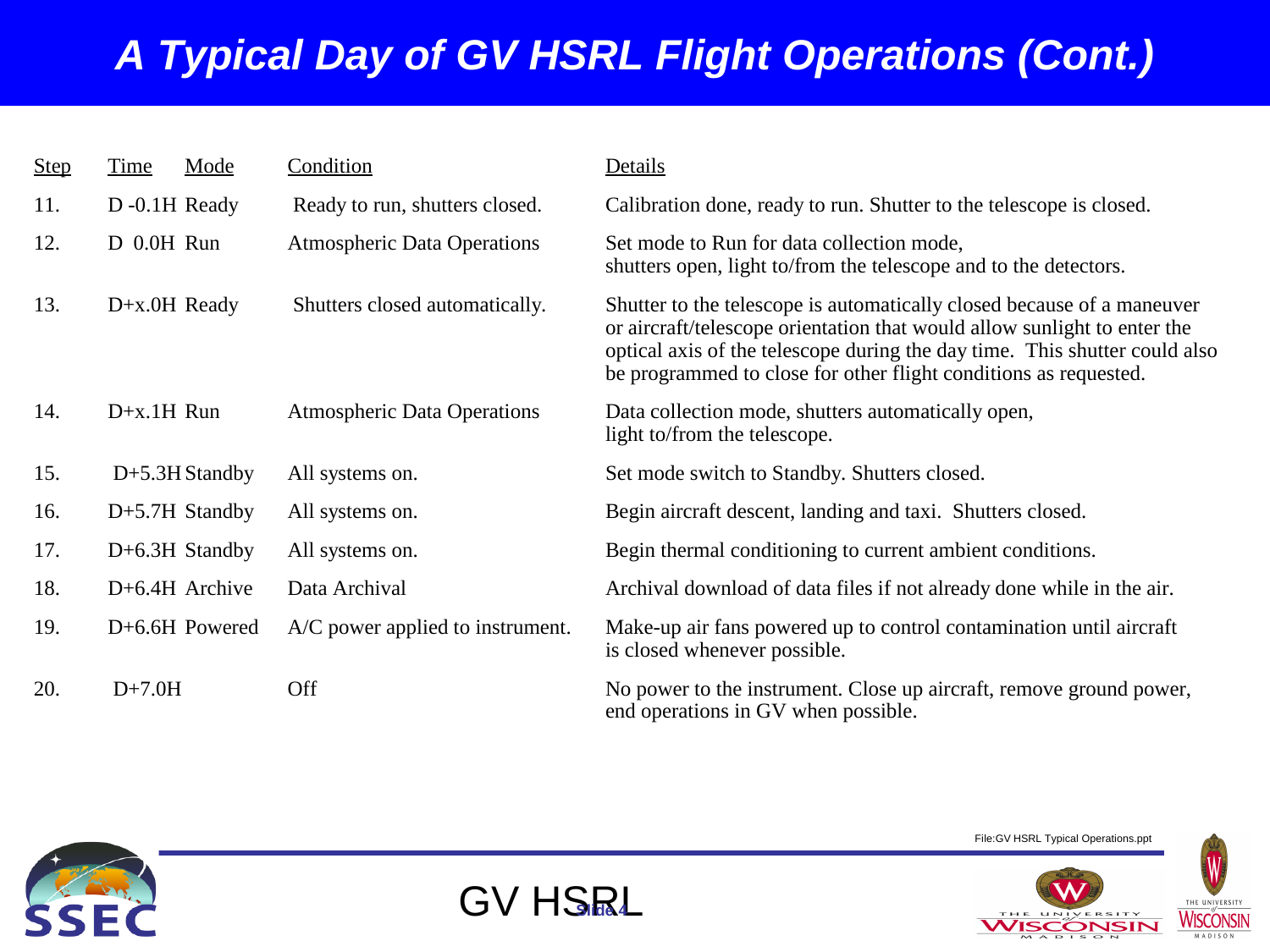# A Typical Day of GV HSRL Flight Operations (Cont.)

| Step | Time | Mode | Condition | Details |
|---|---|---|---|---|
| 11. | D -0.1H | Ready | Ready to run, shutters closed. | Calibration done, ready to run. Shutter to the telescope is closed. |
| 12. | D 0.0H | Run | Atmospheric Data Operations | Set mode to Run for data collection mode, shutters open, light to/from the telescope and to the detectors. |
| 13. | D+x.0H | Ready | Shutters closed automatically. | Shutter to the telescope is automatically closed because of a maneuver or aircraft/telescope orientation that would allow sunlight to enter the optical axis of the telescope during the day time. This shutter could also be programmed to close for other flight conditions as requested. |
| 14. | D+x.1H | Run | Atmospheric Data Operations | Data collection mode, shutters automatically open, light to/from the telescope. |
| 15. | D+5.3H | Standby | All systems on. | Set mode switch to Standby. Shutters closed. |
| 16. | D+5.7H | Standby | All systems on. | Begin aircraft descent, landing and taxi. Shutters closed. |
| 17. | D+6.3H | Standby | All systems on. | Begin thermal conditioning to current ambient conditions. |
| 18. | D+6.4H | Archive | Data Archival | Archival download of data files if not already done while in the air. |
| 19. | D+6.6H | Powered | A/C power applied to instrument. | Make-up air fans powered up to control contamination until aircraft is closed whenever possible. |
| 20. | D+7.0H | | Off | No power to the instrument. Close up aircraft, remove ground power, end operations in GV when possible. |

File:GV HSRL Typical Operations.ppt

GV HSRL